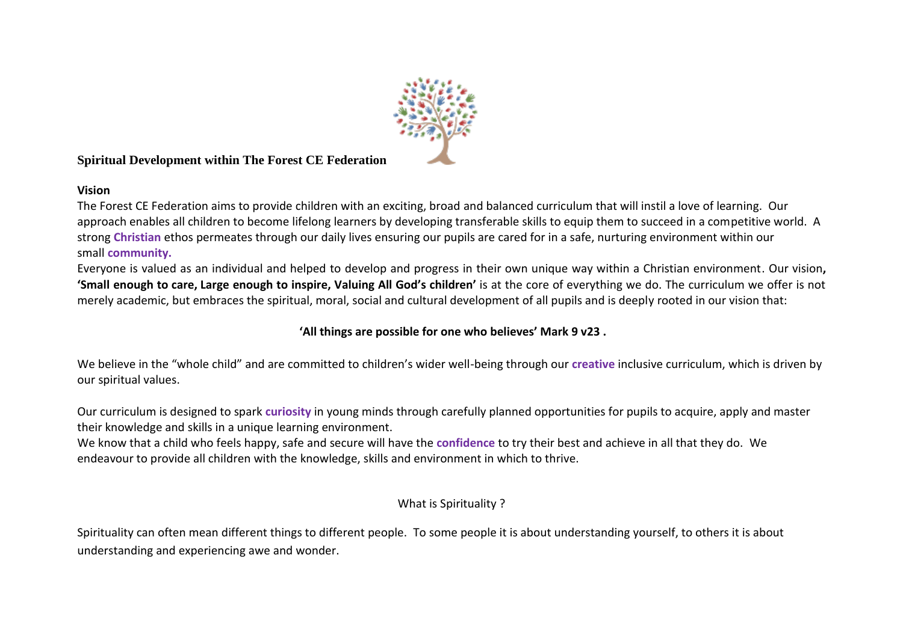# Spiritual Development within The Forest CE Federation

**Vision**

The Forest CE Federation aims to provide children with an exciting, broad and balanced curriculum that will instil a love of learning. Our approach enables all children to become lifelong learners by developing transferable skills to equip them to succeed in a competitive world. A strong **Christian** ethos permeates through our daily lives ensuring our pupils are cared for in a safe, nurturing environment within our small **community.**

Everyone is valued as an individual and helped to develop and progress in their own unique way within a Christian environment. Our vision**, 'Small enough to care, Large enough to inspire, Valuing All God's children'** is at the core of everything we do. The curriculum we offer is not merely academic, but embraces the spiritual, moral, social and cultural development of all pupils and is deeply rooted in our vision that:

**'All things are possible for one who believes' Mark 9 v23 .**

We believe in the "whole child" and are committed to children's wider well-being through our **creative** inclusive curriculum, which is driven by our spiritual values.

Our curriculum is designed to spark **curiosity** in young minds through carefully planned opportunities for pupils to acquire, apply and master their knowledge and skills in a unique learning environment.

We know that a child who feels happy, safe and secure will have the **confidence** to try their best and achieve in all that they do. We endeavour to provide all children with the knowledge, skills and environment in which to thrive.

## What is Spirituality ?

Spirituality can often mean different things to different people. To some people it is about understanding yourself, to others it is about understanding and experiencing awe and wonder.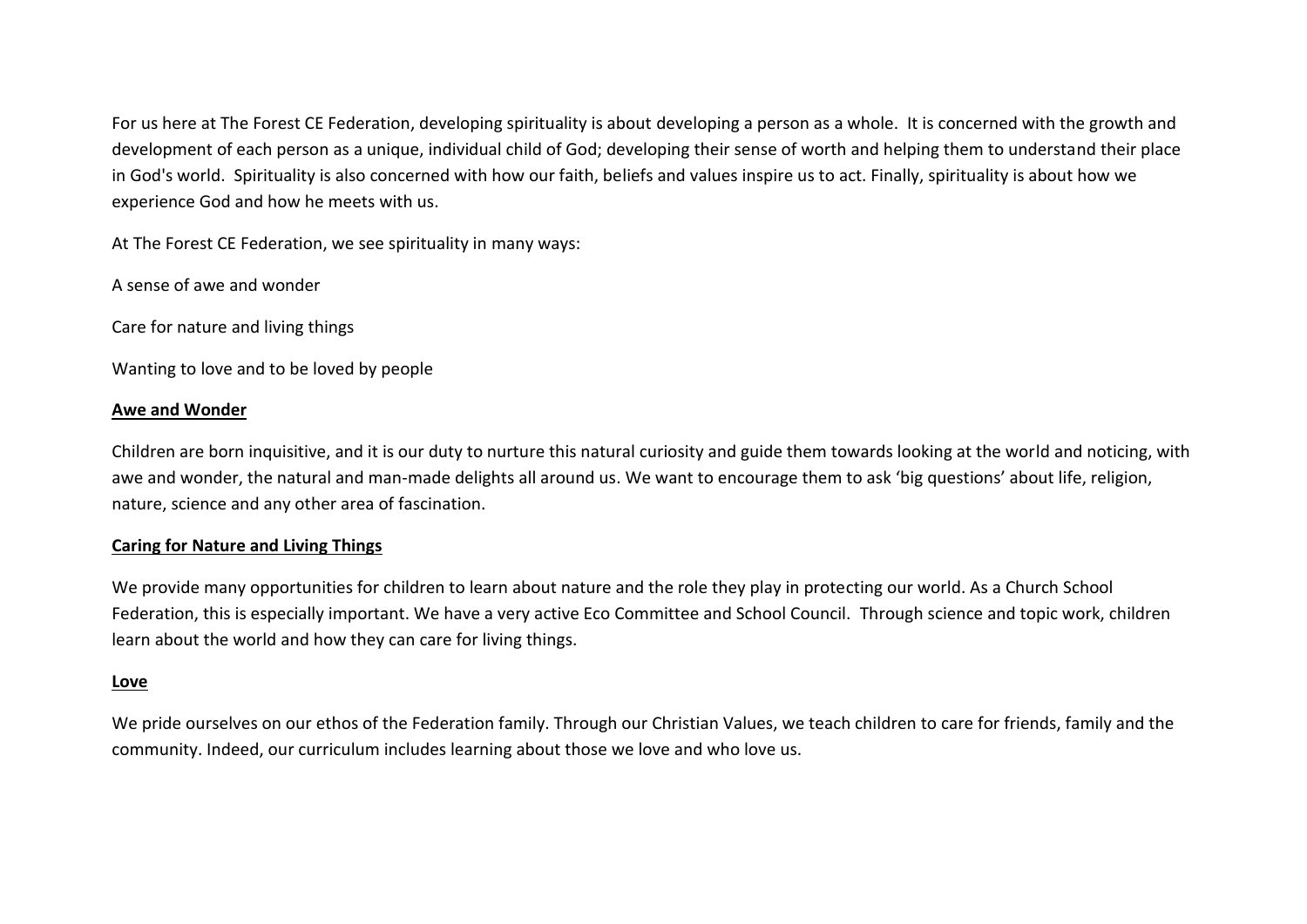For us here at The Forest CE Federation, developing spirituality is about developing a person as a whole. It is concerned with the growth and development of each person as a unique, individual child of God; developing their sense of worth and helping them to understand their place in God's world. Spirituality is also concerned with how our faith, beliefs and values inspire us to act. Finally, spirituality is about how we experience God and how he meets with us.

At The Forest CE Federation, we see spirituality in many ways:

A sense of awe and wonder

Care for nature and living things

Wanting to love and to be loved by people

**Awe and Wonder**

Children are born inquisitive, and it is our duty to nurture this natural curiosity and guide them towards looking at the world and noticing, with awe and wonder, the natural and man-made delights all around us. We want to encourage them to ask 'big questions' about life, religion, nature, science and any other area of fascination.

**Caring for Nature and Living Things**

We provide many opportunities for children to learn about nature and the role they play in protecting our world. As a Church School Federation, this is especially important. We have a very active Eco Committee and School Council. Through science and topic work, children learn about the world and how they can care for living things.

**Love**

We pride ourselves on our ethos of the Federation family. Through our Christian Values, we teach children to care for friends, family and the community. Indeed, our curriculum includes learning about those we love and who love us.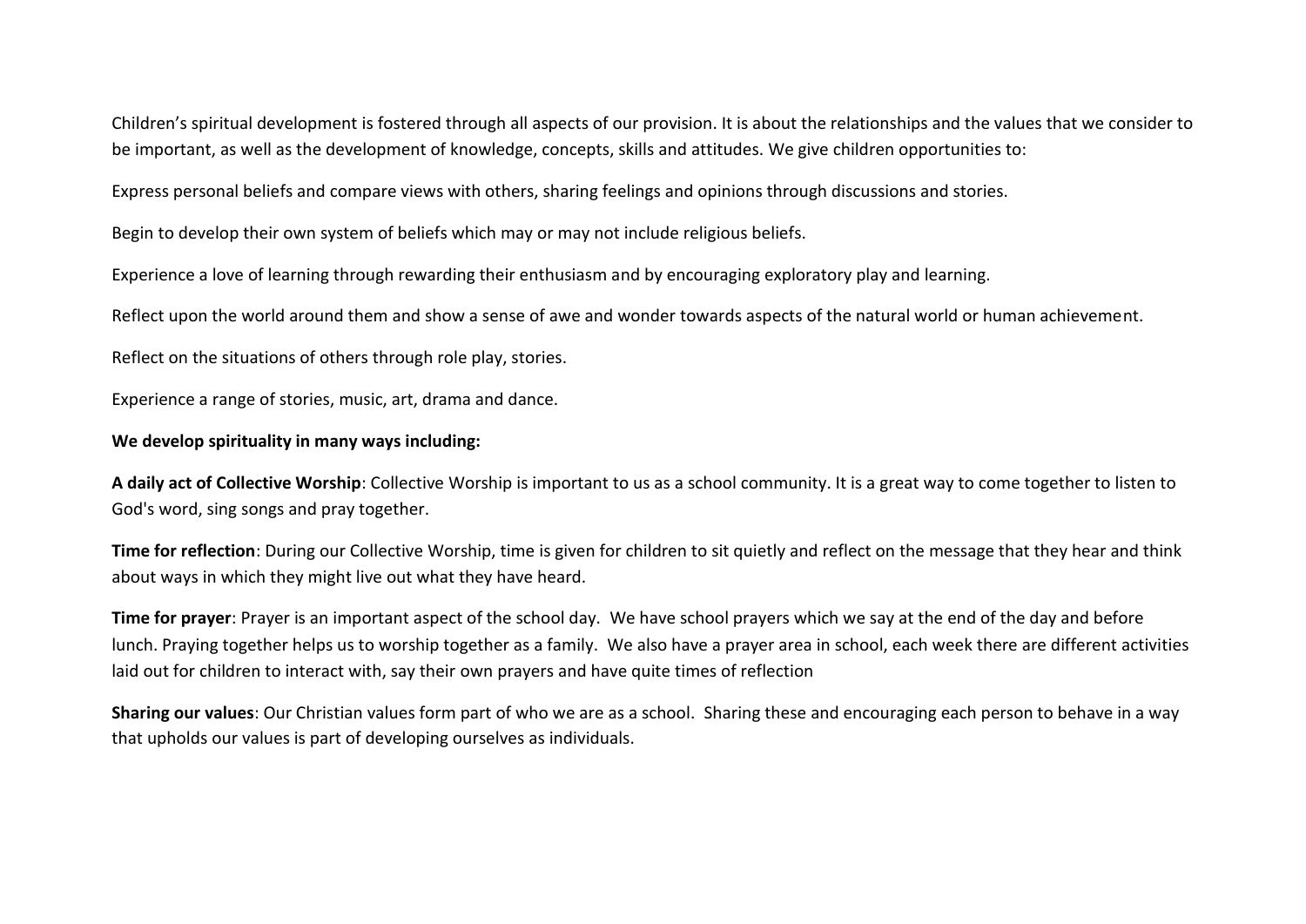Children’s spiritual development is fostered through all aspects of our provision. It is about the relationships and the values that we consider to be important, as well as the development of knowledge, concepts, skills and attitudes. We give children opportunities to:

Express personal beliefs and compare views with others, sharing feelings and opinions through discussions and stories.

Begin to develop their own system of beliefs which may or may not include religious beliefs.

Experience a love of learning through rewarding their enthusiasm and by encouraging exploratory play and learning.

Reflect upon the world around them and show a sense of awe and wonder towards aspects of the natural world or human achievement.

Reflect on the situations of others through role play, stories.

Experience a range of stories, music, art, drama and dance.

**We develop spirituality in many ways including:**

**A daily act of Collective Worship**: Collective Worship is important to us as a school community. It is a great way to come together to listen to God's word, sing songs and pray together.

**Time for reflection**: During our Collective Worship, time is given for children to sit quietly and reflect on the message that they hear and think about ways in which they might live out what they have heard.

**Time for prayer**: Prayer is an important aspect of the school day. We have school prayers which we say at the end of the day and before lunch. Praying together helps us to worship together as a family. We also have a prayer area in school, each week there are different activities laid out for children to interact with, say their own prayers and have quite times of reflection

**Sharing our values**: Our Christian values form part of who we are as a school. Sharing these and encouraging each person to behave in a way that upholds our values is part of developing ourselves as individuals.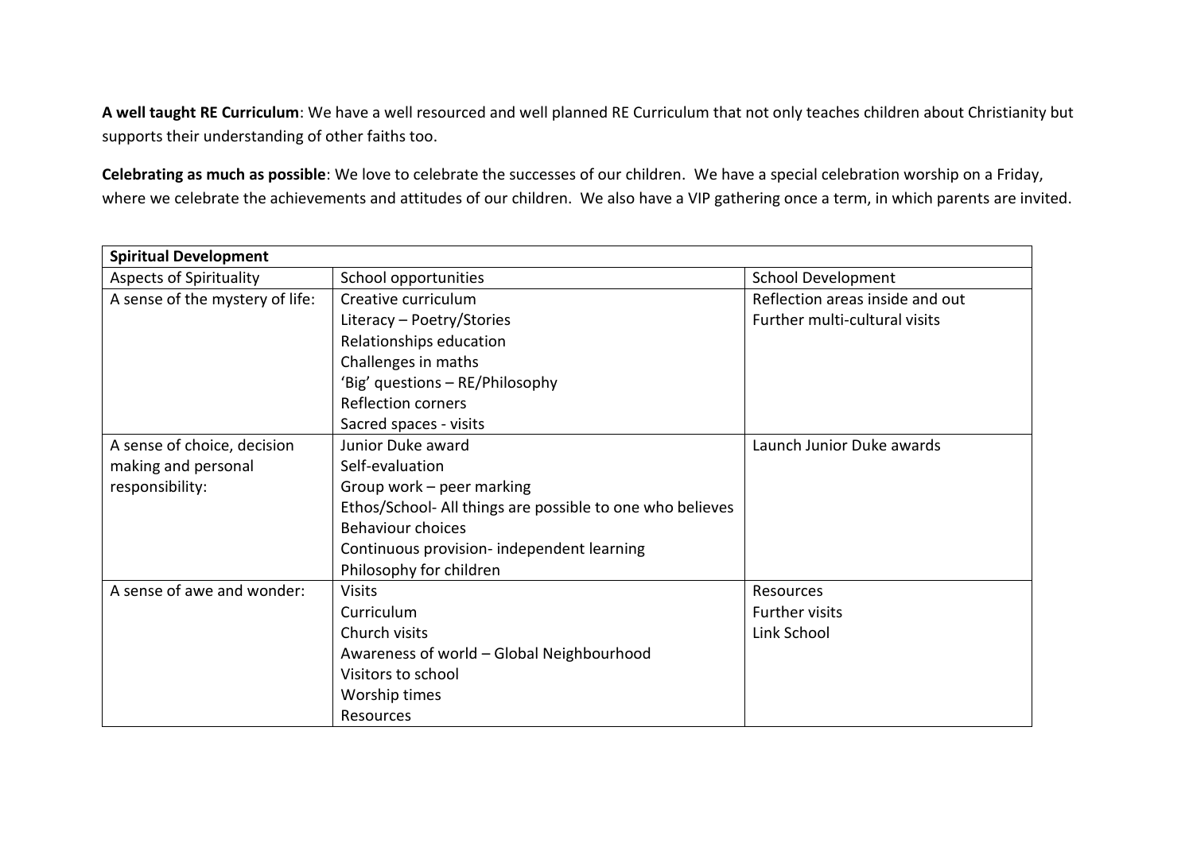**A well taught RE Curriculum**: We have a well resourced and well planned RE Curriculum that not only teaches children about Christianity but supports their understanding of other faiths too.

**Celebrating as much as possible**: We love to celebrate the successes of our children. We have a special celebration worship on a Friday, where we celebrate the achievements and attitudes of our children. We also have a VIP gathering once a term, in which parents are invited.

| **Spiritual Development** | | |
|---|---|---|
| Aspects of Spirituality | School opportunities | School Development |
| A sense of the mystery of life: | Creative curriculum<br>Literacy – Poetry/Stories<br>Relationships education<br>Challenges in maths<br>'Big' questions – RE/Philosophy<br>Reflection corners<br>Sacred spaces - visits | Reflection areas inside and out<br>Further multi-cultural visits |
| A sense of choice, decision making and personal responsibility: | Junior Duke award<br>Self-evaluation<br>Group work – peer marking<br>Ethos/School- All things are possible to one who believes<br>Behaviour choices<br>Continuous provision- independent learning<br>Philosophy for children | Launch Junior Duke awards |
| A sense of awe and wonder: | Visits<br>Curriculum<br>Church visits<br>Awareness of world – Global Neighbourhood<br>Visitors to school<br>Worship times<br>Resources | Resources<br>Further visits<br>Link School |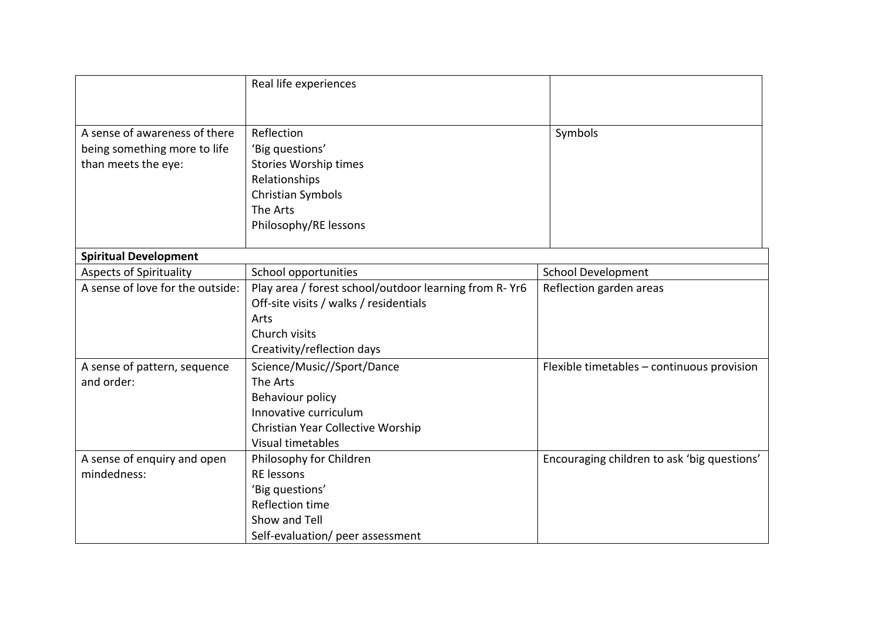| | | |
|---|---|---|
| | Real life experiences | |
| A sense of awareness of there being something more to life than meets the eye: | Reflection<br>'Big questions'<br>Stories Worship times<br>Relationships<br>Christian Symbols<br>The Arts<br>Philosophy/RE lessons | Symbols |

| **Spiritual Development** | | |
|---|---|---|
| Aspects of Spirituality | School opportunities | School Development |
| A sense of love for the outside: | Play area / forest school/outdoor learning from R- Yr6<br>Off-site visits / walks / residentials<br>Arts<br>Church visits<br>Creativity/reflection days | Reflection garden areas |
| A sense of pattern, sequence and order: | Science/Music//Sport/Dance<br>The Arts<br>Behaviour policy<br>Innovative curriculum<br>Christian Year Collective Worship<br>Visual timetables | Flexible timetables – continuous provision |
| A sense of enquiry and open mindedness: | Philosophy for Children<br>RE lessons<br>'Big questions'<br>Reflection time<br>Show and Tell<br>Self-evaluation/ peer assessment | Encouraging children to ask 'big questions' |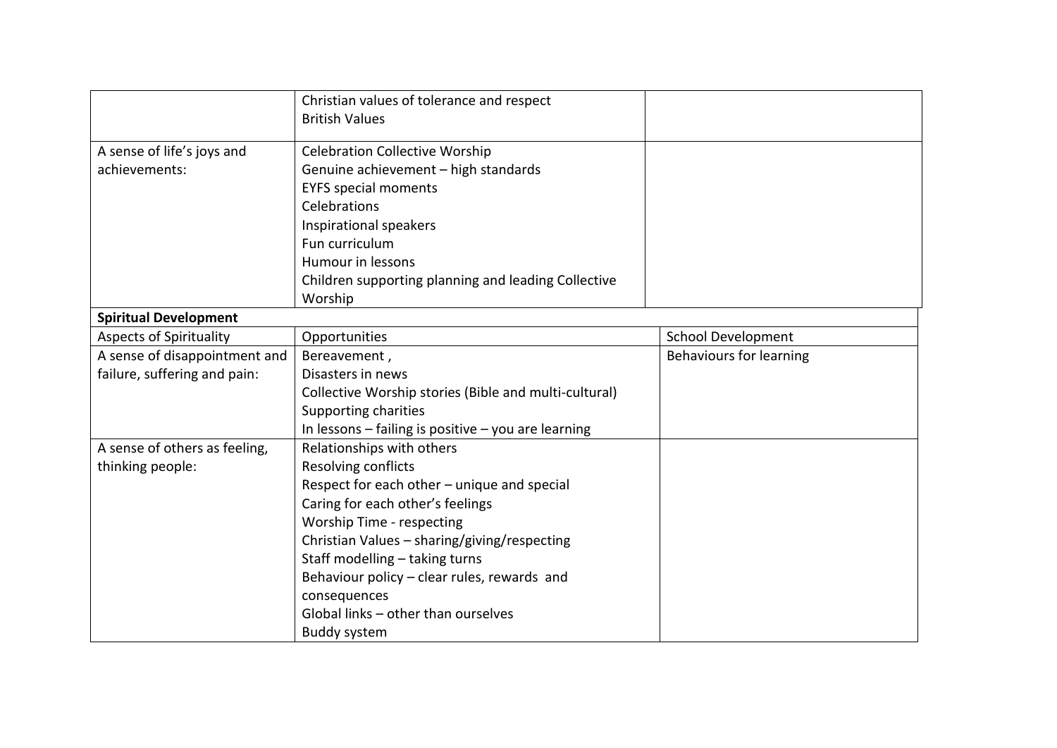| | | |
|---|---|---|
| | Christian values of tolerance and respect<br>British Values | |
| A sense of life's joys and achievements: | Celebration Collective Worship<br>Genuine achievement – high standards<br>EYFS special moments<br>Celebrations<br>Inspirational speakers<br>Fun curriculum<br>Humour in lessons<br>Children supporting planning and leading Collective Worship | |

| **Spiritual Development** | | |
|---|---|---|
| Aspects of Spirituality | Opportunities | School Development |
| A sense of disappointment and failure, suffering and pain: | Bereavement ,<br>Disasters in news<br>Collective Worship stories (Bible and multi-cultural)<br>Supporting charities<br>In lessons – failing is positive – you are learning | Behaviours for learning |
| A sense of others as feeling, thinking people: | Relationships with others<br>Resolving conflicts<br>Respect for each other – unique and special<br>Caring for each other's feelings<br>Worship Time - respecting<br>Christian Values – sharing/giving/respecting<br>Staff modelling – taking turns<br>Behaviour policy – clear rules, rewards and consequences<br>Global links – other than ourselves<br>Buddy system | |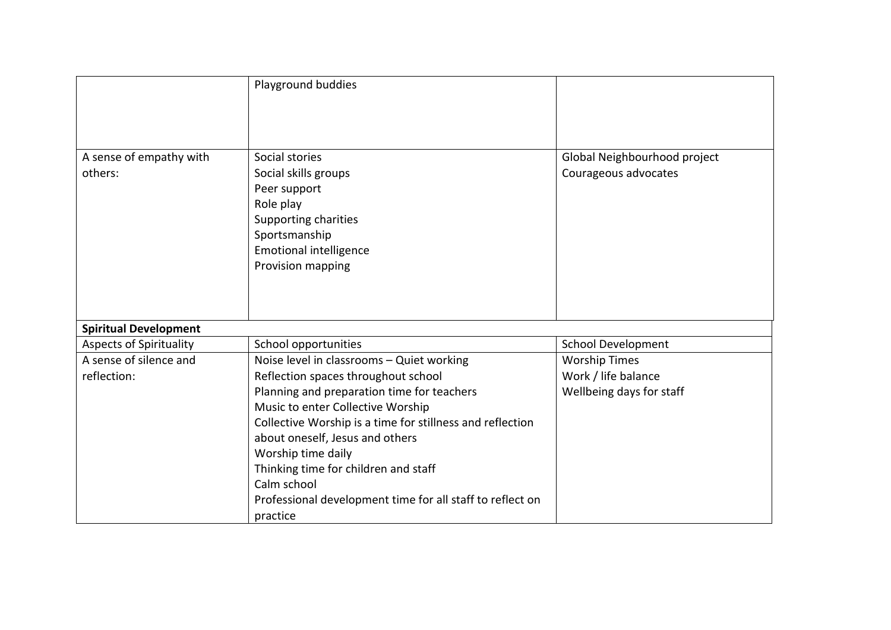| | | |
|---|---|---|
| | Playground buddies | |
| A sense of empathy with others: | Social stories<br>Social skills groups<br>Peer support<br>Role play<br>Supporting charities<br>Sportsmanship<br>Emotional intelligence<br>Provision mapping | Global Neighbourhood project<br>Courageous advocates |

**Spiritual Development**

| Aspects of Spirituality | School opportunities | School Development |
|---|---|---|
| A sense of silence and reflection: | Noise level in classrooms – Quiet working<br>Reflection spaces throughout school<br>Planning and preparation time for teachers<br>Music to enter Collective Worship<br>Collective Worship is a time for stillness and reflection about oneself, Jesus and others<br>Worship time daily<br>Thinking time for children and staff<br>Calm school<br>Professional development time for all staff to reflect on practice | Worship Times<br>Work / life balance<br>Wellbeing days for staff |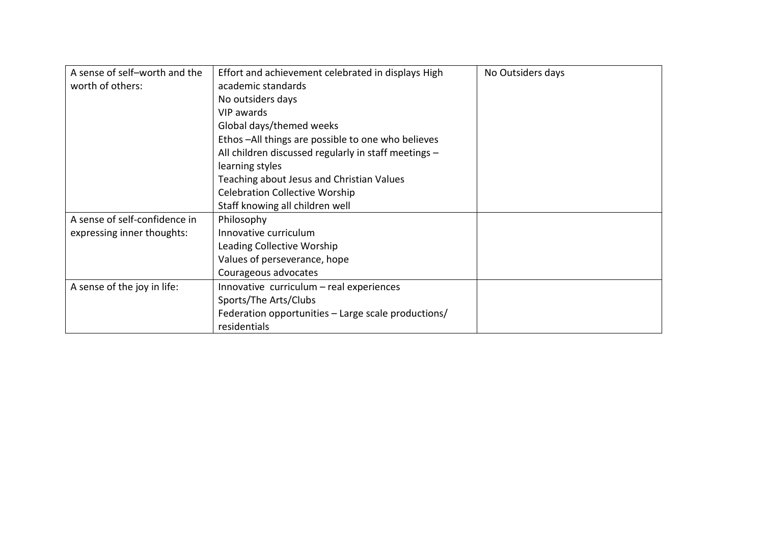| | | |
|---|---|---|
| A sense of self–worth and the worth of others: | Effort and achievement celebrated in displays High academic standards<br>No outsiders days<br>VIP awards<br>Global days/themed weeks<br>Ethos –All things are possible to one who believes<br>All children discussed regularly in staff meetings – learning styles<br>Teaching about Jesus and Christian Values<br>Celebration Collective Worship<br>Staff knowing all children well | No Outsiders days |
| A sense of self-confidence in expressing inner thoughts: | Philosophy<br>Innovative curriculum<br>Leading Collective Worship<br>Values of perseverance, hope<br>Courageous advocates | |
| A sense of the joy in life: | Innovative curriculum – real experiences<br>Sports/The Arts/Clubs<br>Federation opportunities – Large scale productions/ residentials | |